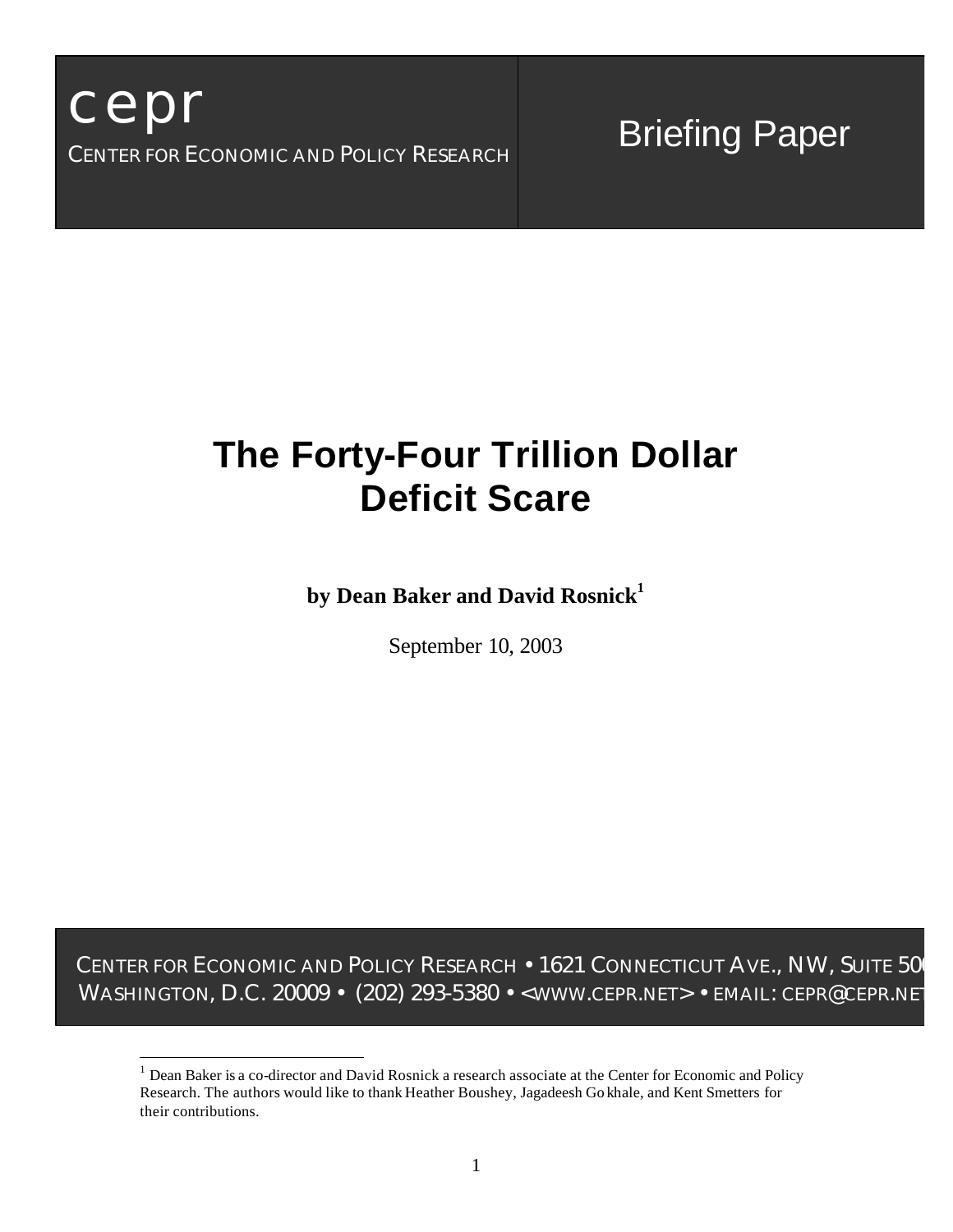cepr

CENTER FOR ECONOMIC AND POLICY RESEARCH

Briefing Paper

# The Forty-Four Trillion Dollar Deficit Scare

**by Dean Baker and David Rosnick[1]**

September 10, 2003

CENTER FOR ECONOMIC AND POLICY RESEARCH • 1621 CONNECTICUT AVE., NW, SUITE 500
WASHINGTON, D.C. 20009 • (202) 293-5380 • <WWW.CEPR.NET> • EMAIL: CEPR@CEPR.NET

[1] Dean Baker is a co-director and David Rosnick a research associate at the Center for Economic and Policy Research. The authors would like to thank Heather Boushey, Jagadeesh Gokhale, and Kent Smetters for their contributions.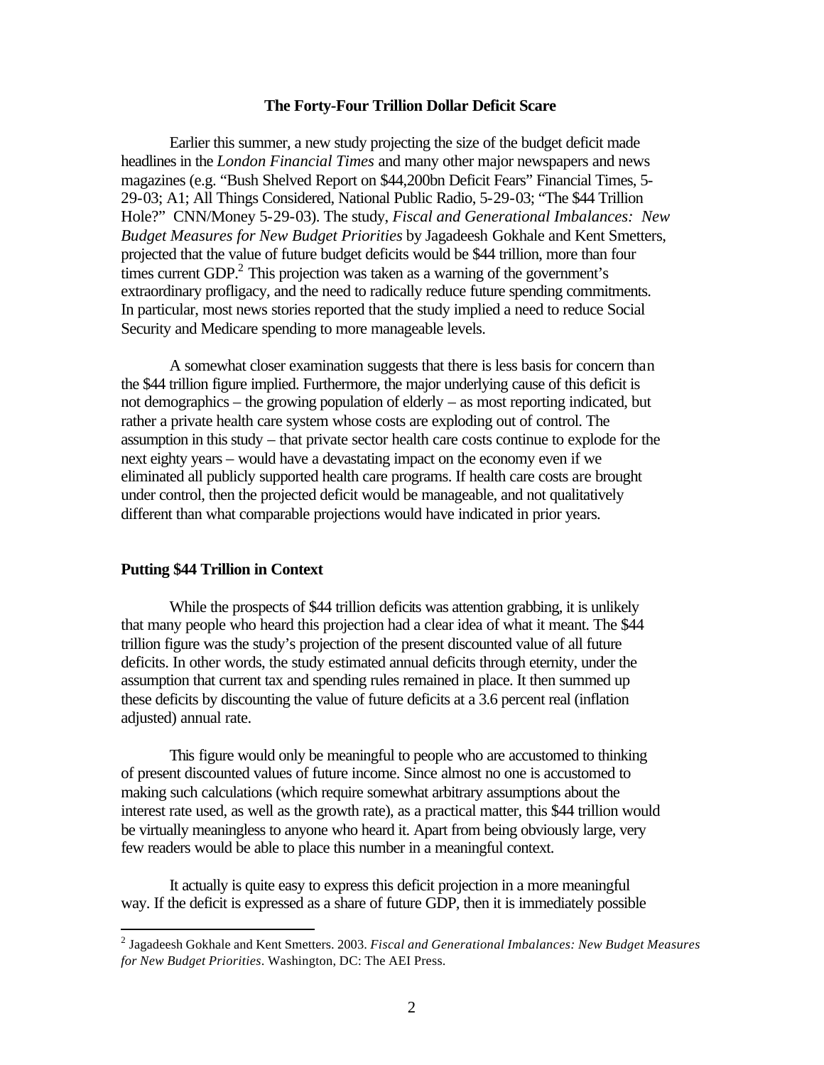## The Forty-Four Trillion Dollar Deficit Scare

Earlier this summer, a new study projecting the size of the budget deficit made headlines in the *London Financial Times* and many other major newspapers and news magazines (e.g. "Bush Shelved Report on $44,200bn Deficit Fears" Financial Times, 5-29-03; A1; All Things Considered, National Public Radio, 5-29-03; "The $44 Trillion Hole?" CNN/Money 5-29-03). The study, *Fiscal and Generational Imbalances: New Budget Measures for New Budget Priorities* by Jagadeesh Gokhale and Kent Smetters, projected that the value of future budget deficits would be $44 trillion, more than four times current GDP.[2] This projection was taken as a warning of the government's extraordinary profligacy, and the need to radically reduce future spending commitments. In particular, most news stories reported that the study implied a need to reduce Social Security and Medicare spending to more manageable levels.

A somewhat closer examination suggests that there is less basis for concern than the $44 trillion figure implied. Furthermore, the major underlying cause of this deficit is not demographics – the growing population of elderly – as most reporting indicated, but rather a private health care system whose costs are exploding out of control. The assumption in this study – that private sector health care costs continue to explode for the next eighty years – would have a devastating impact on the economy even if we eliminated all publicly supported health care programs. If health care costs are brought under control, then the projected deficit would be manageable, and not qualitatively different than what comparable projections would have indicated in prior years.

### Putting $44 Trillion in Context

While the prospects of $44 trillion deficits was attention grabbing, it is unlikely that many people who heard this projection had a clear idea of what it meant. The $44 trillion figure was the study's projection of the present discounted value of all future deficits. In other words, the study estimated annual deficits through eternity, under the assumption that current tax and spending rules remained in place. It then summed up these deficits by discounting the value of future deficits at a 3.6 percent real (inflation adjusted) annual rate.

This figure would only be meaningful to people who are accustomed to thinking of present discounted values of future income. Since almost no one is accustomed to making such calculations (which require somewhat arbitrary assumptions about the interest rate used, as well as the growth rate), as a practical matter, this $44 trillion would be virtually meaningless to anyone who heard it. Apart from being obviously large, very few readers would be able to place this number in a meaningful context.

It actually is quite easy to express this deficit projection in a more meaningful way. If the deficit is expressed as a share of future GDP, then it is immediately possible

[2] Jagadeesh Gokhale and Kent Smetters. 2003. *Fiscal and Generational Imbalances: New Budget Measures for New Budget Priorities*. Washington, DC: The AEI Press.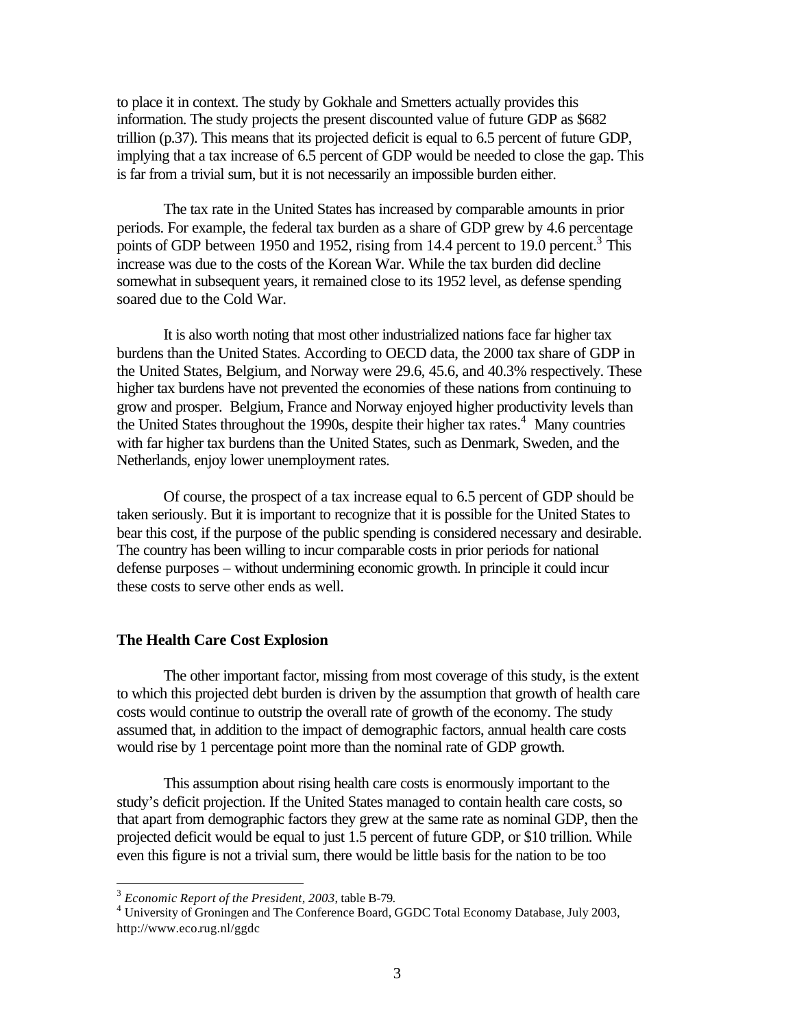to place it in context. The study by Gokhale and Smetters actually provides this information. The study projects the present discounted value of future GDP as $682 trillion (p.37). This means that its projected deficit is equal to 6.5 percent of future GDP, implying that a tax increase of 6.5 percent of GDP would be needed to close the gap. This is far from a trivial sum, but it is not necessarily an impossible burden either.

The tax rate in the United States has increased by comparable amounts in prior periods. For example, the federal tax burden as a share of GDP grew by 4.6 percentage points of GDP between 1950 and 1952, rising from 14.4 percent to 19.0 percent.[3] This increase was due to the costs of the Korean War. While the tax burden did decline somewhat in subsequent years, it remained close to its 1952 level, as defense spending soared due to the Cold War.

It is also worth noting that most other industrialized nations face far higher tax burdens than the United States. According to OECD data, the 2000 tax share of GDP in the United States, Belgium, and Norway were 29.6, 45.6, and 40.3% respectively. These higher tax burdens have not prevented the economies of these nations from continuing to grow and prosper. Belgium, France and Norway enjoyed higher productivity levels than the United States throughout the 1990s, despite their higher tax rates.[4] Many countries with far higher tax burdens than the United States, such as Denmark, Sweden, and the Netherlands, enjoy lower unemployment rates.

Of course, the prospect of a tax increase equal to 6.5 percent of GDP should be taken seriously. But it is important to recognize that it is possible for the United States to bear this cost, if the purpose of the public spending is considered necessary and desirable. The country has been willing to incur comparable costs in prior periods for national defense purposes – without undermining economic growth. In principle it could incur these costs to serve other ends as well.

### The Health Care Cost Explosion

The other important factor, missing from most coverage of this study, is the extent to which this projected debt burden is driven by the assumption that growth of health care costs would continue to outstrip the overall rate of growth of the economy. The study assumed that, in addition to the impact of demographic factors, annual health care costs would rise by 1 percentage point more than the nominal rate of GDP growth.

This assumption about rising health care costs is enormously important to the study's deficit projection. If the United States managed to contain health care costs, so that apart from demographic factors they grew at the same rate as nominal GDP, then the projected deficit would be equal to just 1.5 percent of future GDP, or $10 trillion. While even this figure is not a trivial sum, there would be little basis for the nation to be too

---

[3] *Economic Report of the President, 2003*, table B-79.

[4] University of Groningen and The Conference Board, GGDC Total Economy Database, July 2003, http://www.eco.rug.nl/ggdc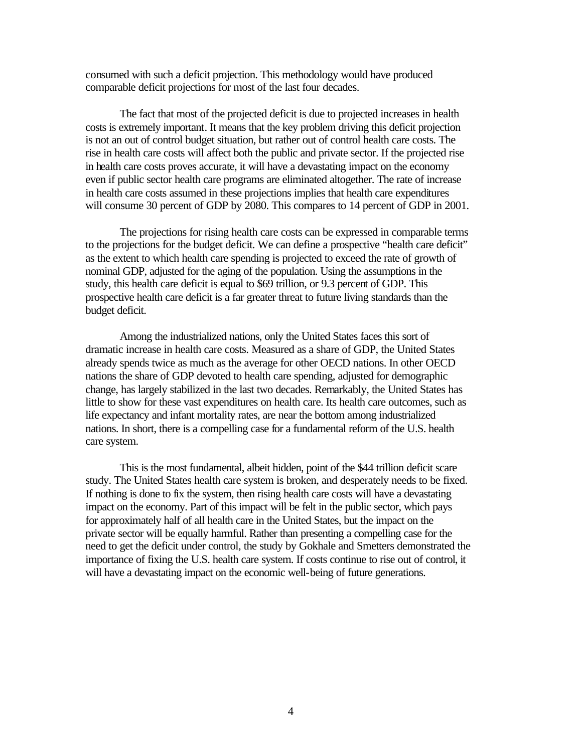consumed with such a deficit projection. This methodology would have produced comparable deficit projections for most of the last four decades.

The fact that most of the projected deficit is due to projected increases in health costs is extremely important. It means that the key problem driving this deficit projection is not an out of control budget situation, but rather out of control health care costs. The rise in health care costs will affect both the public and private sector. If the projected rise in health care costs proves accurate, it will have a devastating impact on the economy even if public sector health care programs are eliminated altogether. The rate of increase in health care costs assumed in these projections implies that health care expenditures will consume 30 percent of GDP by 2080. This compares to 14 percent of GDP in 2001.

The projections for rising health care costs can be expressed in comparable terms to the projections for the budget deficit. We can define a prospective "health care deficit" as the extent to which health care spending is projected to exceed the rate of growth of nominal GDP, adjusted for the aging of the population. Using the assumptions in the study, this health care deficit is equal to $69 trillion, or 9.3 percent of GDP. This prospective health care deficit is a far greater threat to future living standards than the budget deficit.

Among the industrialized nations, only the United States faces this sort of dramatic increase in health care costs. Measured as a share of GDP, the United States already spends twice as much as the average for other OECD nations. In other OECD nations the share of GDP devoted to health care spending, adjusted for demographic change, has largely stabilized in the last two decades. Remarkably, the United States has little to show for these vast expenditures on health care. Its health care outcomes, such as life expectancy and infant mortality rates, are near the bottom among industrialized nations. In short, there is a compelling case for a fundamental reform of the U.S. health care system.

This is the most fundamental, albeit hidden, point of the $44 trillion deficit scare study. The United States health care system is broken, and desperately needs to be fixed. If nothing is done to fix the system, then rising health care costs will have a devastating impact on the economy. Part of this impact will be felt in the public sector, which pays for approximately half of all health care in the United States, but the impact on the private sector will be equally harmful. Rather than presenting a compelling case for the need to get the deficit under control, the study by Gokhale and Smetters demonstrated the importance of fixing the U.S. health care system. If costs continue to rise out of control, it will have a devastating impact on the economic well-being of future generations.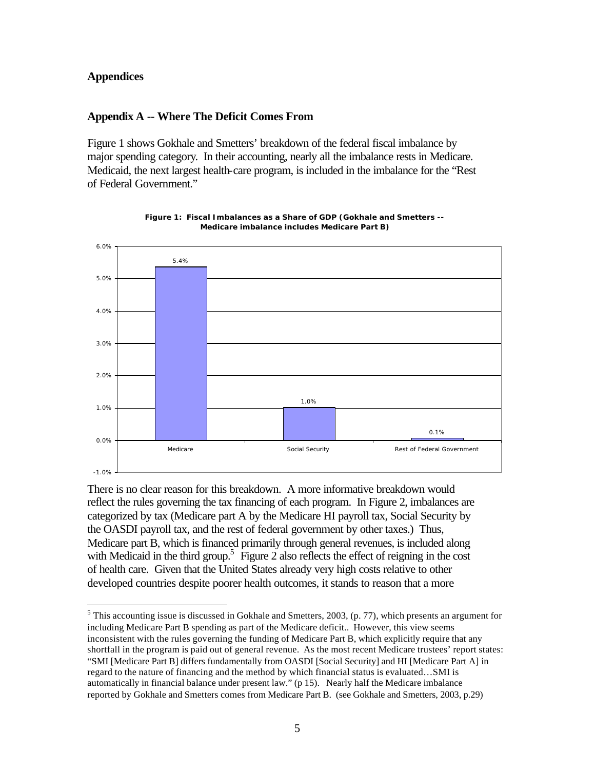## Appendices

### Appendix A -- Where The Deficit Comes From

Figure 1 shows Gokhale and Smetters' breakdown of the federal fiscal imbalance by major spending category. In their accounting, nearly all the imbalance rests in Medicare. Medicaid, the next largest health-care program, is included in the imbalance for the "Rest of Federal Government."

**Figure 1: Fiscal Imbalances as a Share of GDP (Gokhale and Smetters -- Medicare imbalance includes Medicare Part B)**

| Category | Fiscal Imbalance (% of GDP) |
| --- | --- |
| Medicare | 5.4% |
| Social Security | 1.0% |
| Rest of Federal Government | 0.1% |

There is no clear reason for this breakdown. A more informative breakdown would reflect the rules governing the tax financing of each program. In Figure 2, imbalances are categorized by tax (Medicare part A by the Medicare HI payroll tax, Social Security by the OASDI payroll tax, and the rest of federal government by other taxes.) Thus, Medicare part B, which is financed primarily through general revenues, is included along with Medicaid in the third group.[5] Figure 2 also reflects the effect of reigning in the cost of health care. Given that the United States already very high costs relative to other developed countries despite poorer health outcomes, it stands to reason that a more

[5] This accounting issue is discussed in Gokhale and Smetters, 2003, (p. 77), which presents an argument for including Medicare Part B spending as part of the Medicare deficit.. However, this view seems inconsistent with the rules governing the funding of Medicare Part B, which explicitly require that any shortfall in the program is paid out of general revenue. As the most recent Medicare trustees' report states: "SMI [Medicare Part B] differs fundamentally from OASDI [Social Security] and HI [Medicare Part A] in regard to the nature of financing and the method by which financial status is evaluated…SMI is automatically in financial balance under present law." (p 15). Nearly half the Medicare imbalance reported by Gokhale and Smetters comes from Medicare Part B. (see Gokhale and Smetters, 2003, p.29)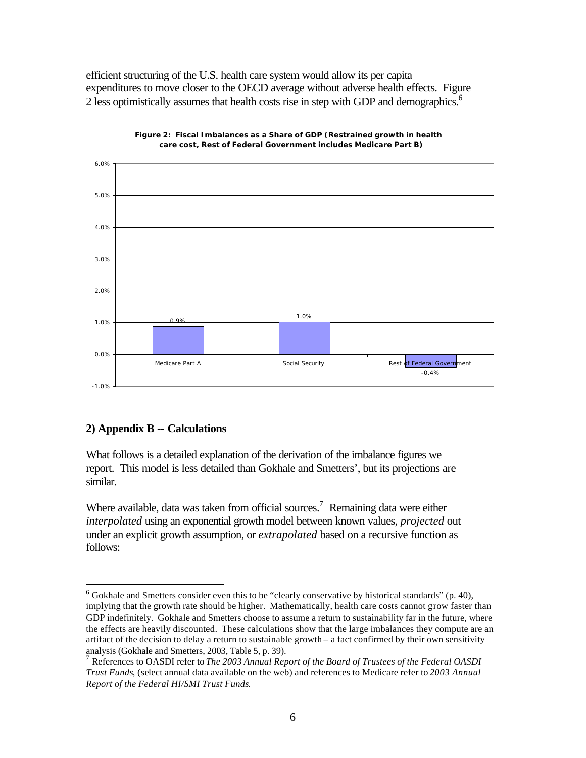efficient structuring of the U.S. health care system would allow its per capita expenditures to move closer to the OECD average without adverse health effects. Figure 2 less optimistically assumes that health costs rise in step with GDP and demographics.[6]

**Figure 2: Fiscal Imbalances as a Share of GDP (Restrained growth in health care cost, Rest of Federal Government includes Medicare Part B)**

| Category | Share of GDP |
|---|---|
| Medicare Part A | 0.9% |
| Social Security | 1.0% |
| Rest of Federal Government | -0.4% |

## 2) Appendix B -- Calculations

What follows is a detailed explanation of the derivation of the imbalance figures we report. This model is less detailed than Gokhale and Smetters', but its projections are similar.

Where available, data was taken from official sources.[7] Remaining data were either *interpolated* using an exponential growth model between known values, *projected* out under an explicit growth assumption, or *extrapolated* based on a recursive function as follows:

---

[6] Gokhale and Smetters consider even this to be "clearly conservative by historical standards" (p. 40), implying that the growth rate should be higher. Mathematically, health care costs cannot grow faster than GDP indefinitely. Gokhale and Smetters choose to assume a return to sustainability far in the future, where the effects are heavily discounted. These calculations show that the large imbalances they compute are an artifact of the decision to delay a return to sustainable growth – a fact confirmed by their own sensitivity analysis (Gokhale and Smetters, 2003, Table 5, p. 39).

[7] References to OASDI refer to *The 2003 Annual Report of the Board of Trustees of the Federal OASDI Trust Funds*, (select annual data available on the web) and references to Medicare refer to *2003 Annual Report of the Federal HI/SMI Trust Funds*.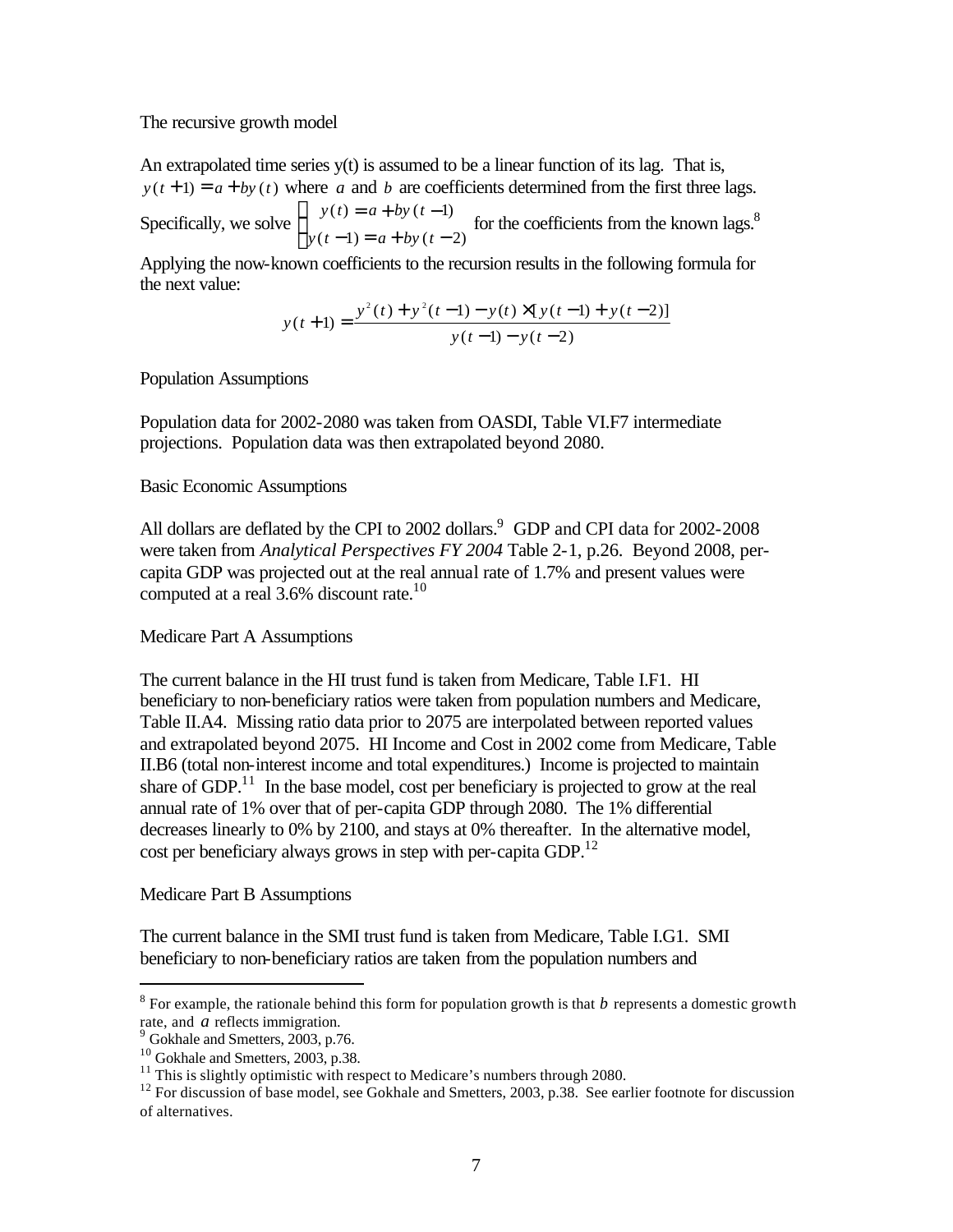The recursive growth model

An extrapolated time series y(t) is assumed to be a linear function of its lag. That is, $y(t+1) = a + by(t)$ where $a$ and $b$ are coefficients determined from the first three lags. Specifically, we solve $\begin{cases} y(t) = a + by(t-1) \\ y(t-1) = a + by(t-2) \end{cases}$ for the coefficients from the known lags.[8]

Applying the now-known coefficients to the recursion results in the following formula for the next value:

$$y(t+1) = \frac{y^2(t) + y^2(t-1) - y(t) \times [y(t-1) + y(t-2)]}{y(t-1) - y(t-2)}$$

Population Assumptions

Population data for 2002-2080 was taken from OASDI, Table VI.F7 intermediate projections. Population data was then extrapolated beyond 2080.

Basic Economic Assumptions

All dollars are deflated by the CPI to 2002 dollars.[9] GDP and CPI data for 2002-2008 were taken from *Analytical Perspectives FY 2004* Table 2-1, p.26. Beyond 2008, per-capita GDP was projected out at the real annual rate of 1.7% and present values were computed at a real 3.6% discount rate.[10]

Medicare Part A Assumptions

The current balance in the HI trust fund is taken from Medicare, Table I.F1. HI beneficiary to non-beneficiary ratios were taken from population numbers and Medicare, Table II.A4. Missing ratio data prior to 2075 are interpolated between reported values and extrapolated beyond 2075. HI Income and Cost in 2002 come from Medicare, Table II.B6 (total non-interest income and total expenditures.) Income is projected to maintain share of GDP.[11] In the base model, cost per beneficiary is projected to grow at the real annual rate of 1% over that of per-capita GDP through 2080. The 1% differential decreases linearly to 0% by 2100, and stays at 0% thereafter. In the alternative model, cost per beneficiary always grows in step with per-capita GDP.[12]

Medicare Part B Assumptions

The current balance in the SMI trust fund is taken from Medicare, Table I.G1. SMI beneficiary to non-beneficiary ratios are taken from the population numbers and

---

[8] For example, the rationale behind this form for population growth is that $b$ represents a domestic growth rate, and $a$ reflects immigration.

[9] Gokhale and Smetters, 2003, p.76.

[10] Gokhale and Smetters, 2003, p.38.

[11] This is slightly optimistic with respect to Medicare's numbers through 2080.

[12] For discussion of base model, see Gokhale and Smetters, 2003, p.38. See earlier footnote for discussion of alternatives.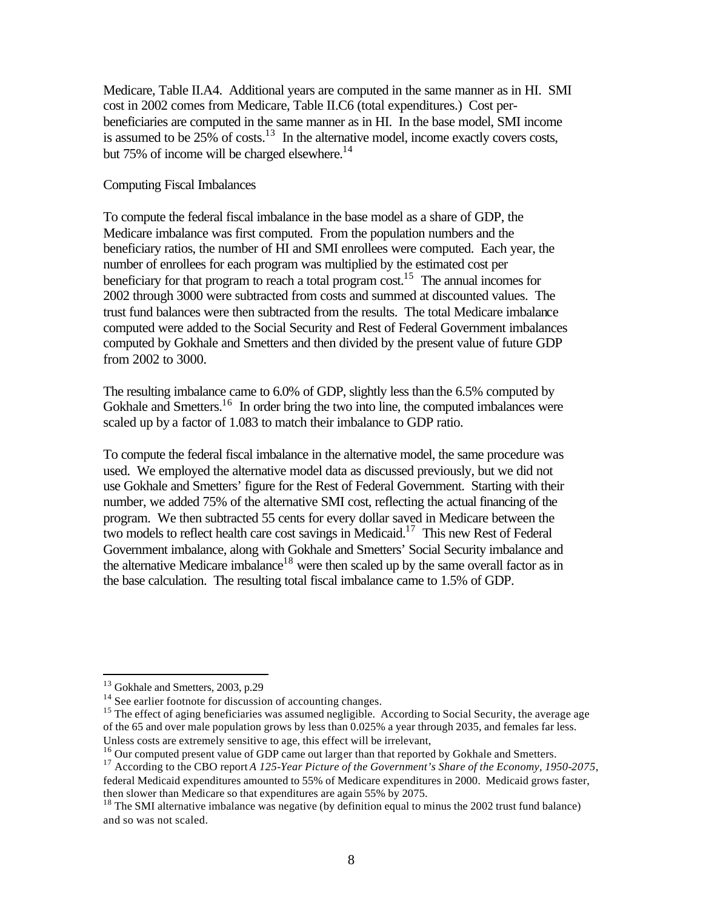Medicare, Table II.A4. Additional years are computed in the same manner as in HI. SMI cost in 2002 comes from Medicare, Table II.C6 (total expenditures.) Cost per-beneficiaries are computed in the same manner as in HI. In the base model, SMI income is assumed to be 25% of costs.[13] In the alternative model, income exactly covers costs, but 75% of income will be charged elsewhere.[14]

Computing Fiscal Imbalances

To compute the federal fiscal imbalance in the base model as a share of GDP, the Medicare imbalance was first computed. From the population numbers and the beneficiary ratios, the number of HI and SMI enrollees were computed. Each year, the number of enrollees for each program was multiplied by the estimated cost per beneficiary for that program to reach a total program cost.[15] The annual incomes for 2002 through 3000 were subtracted from costs and summed at discounted values. The trust fund balances were then subtracted from the results. The total Medicare imbalance computed were added to the Social Security and Rest of Federal Government imbalances computed by Gokhale and Smetters and then divided by the present value of future GDP from 2002 to 3000.

The resulting imbalance came to 6.0% of GDP, slightly less than the 6.5% computed by Gokhale and Smetters.[16] In order bring the two into line, the computed imbalances were scaled up by a factor of 1.083 to match their imbalance to GDP ratio.

To compute the federal fiscal imbalance in the alternative model, the same procedure was used. We employed the alternative model data as discussed previously, but we did not use Gokhale and Smetters' figure for the Rest of Federal Government. Starting with their number, we added 75% of the alternative SMI cost, reflecting the actual financing of the program. We then subtracted 55 cents for every dollar saved in Medicare between the two models to reflect health care cost savings in Medicaid.[17] This new Rest of Federal Government imbalance, along with Gokhale and Smetters' Social Security imbalance and the alternative Medicare imbalance[18] were then scaled up by the same overall factor as in the base calculation. The resulting total fiscal imbalance came to 1.5% of GDP.

---

[13] Gokhale and Smetters, 2003, p.29

[14] See earlier footnote for discussion of accounting changes.

[15] The effect of aging beneficiaries was assumed negligible. According to Social Security, the average age of the 65 and over male population grows by less than 0.025% a year through 2035, and females far less. Unless costs are extremely sensitive to age, this effect will be irrelevant,

[16] Our computed present value of GDP came out larger than that reported by Gokhale and Smetters.

[17] According to the CBO report *A 125-Year Picture of the Government's Share of the Economy, 1950-2075*, federal Medicaid expenditures amounted to 55% of Medicare expenditures in 2000. Medicaid grows faster, then slower than Medicare so that expenditures are again 55% by 2075.

[18] The SMI alternative imbalance was negative (by definition equal to minus the 2002 trust fund balance) and so was not scaled.